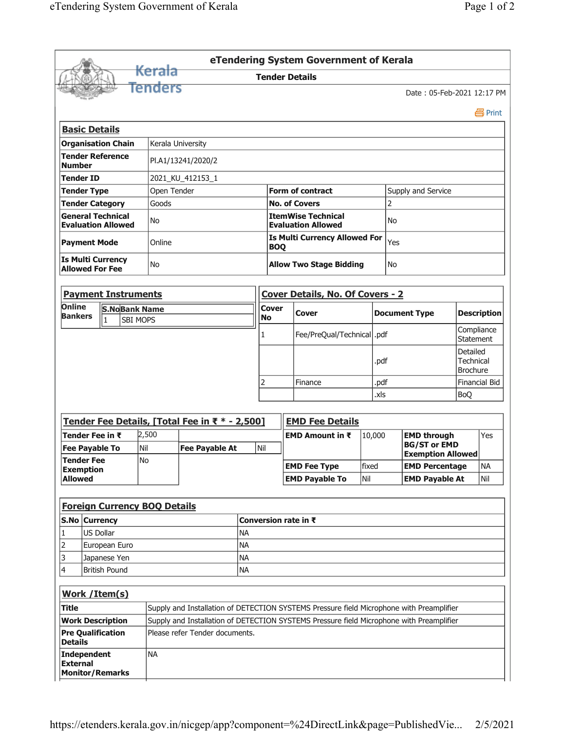# eTendering System Government of Kerala

## Tender Details

Date : 05-Feb-2021 12:17 PM

Print

### Basic Details

| | | | |
|---|---|---|---|
| **Organisation Chain** | Kerala University | | |
| **Tender Reference Number** | Pl.A1/13241/2020/2 | | |
| **Tender ID** | 2021_KU_412153_1 | | |
| **Tender Type** | Open Tender | **Form of contract** | Supply and Service |
| **Tender Category** | Goods | **No. of Covers** | 2 |
| **General Technical Evaluation Allowed** | No | **ItemWise Technical Evaluation Allowed** | No |
| **Payment Mode** | Online | **Is Multi Currency Allowed For BOQ** | Yes |
| **Is Multi Currency Allowed For Fee** | No | **Allow Two Stage Bidding** | No |

### Payment Instruments

| **Online Bankers** | **S.No** | **Bank Name** |
|---|---|---|
| | 1 | SBI MOPS |

### Cover Details, No. Of Covers - 2

| **Cover No** | **Cover** | **Document Type** | **Description** |
|---|---|---|---|
| 1 | Fee/PreQual/Technical | .pdf | Compliance Statement |
| | | .pdf | Detailed Technical Brochure |
| 2 | Finance | .pdf | Financial Bid |
| | | .xls | BoQ |

### Tender Fee Details, [Total Fee in ₹ * - 2,500]

| | | | |
|---|---|---|---|
| **Tender Fee in ₹** | 2,500 | | |
| **Fee Payable To** | Nil | **Fee Payable At** | Nil |
| **Tender Fee Exemption Allowed** | No | | |

### EMD Fee Details

| | | | |
|---|---|---|---|
| **EMD Amount in ₹** | 10,000 | **EMD through BG/ST or EMD Exemption Allowed** | Yes |
| **EMD Fee Type** | fixed | **EMD Percentage** | NA |
| **EMD Payable To** | Nil | **EMD Payable At** | Nil |

### Foreign Currency BOQ Details

| **S.No** | **Currency** | **Conversion rate in ₹** |
|---|---|---|
| 1 | US Dollar | NA |
| 2 | European Euro | NA |
| 3 | Japanese Yen | NA |
| 4 | British Pound | NA |

### Work /Item(s)

| | |
|---|---|
| **Title** | Supply and Installation of DETECTION SYSTEMS Pressure field Microphone with Preamplifier |
| **Work Description** | Supply and Installation of DETECTION SYSTEMS Pressure field Microphone with Preamplifier |
| **Pre Qualification Details** | Please refer Tender documents. |
| **Independent External Monitor/Remarks** | NA |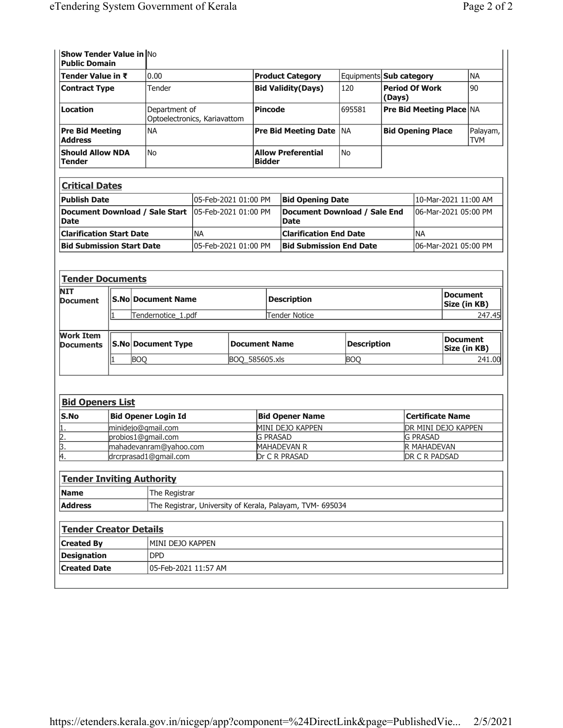| | | | | | |
|---|---|---|---|---|---|
| **Show Tender Value in Public Domain** | No | | | | |
| **Tender Value in ₹** | 0.00 | **Product Category** | Equipments | **Sub category** | NA |
| **Contract Type** | Tender | **Bid Validity(Days)** | 120 | **Period Of Work (Days)** | 90 |
| **Location** | Department of Optoelectronics, Kariavattom | **Pincode** | 695581 | **Pre Bid Meeting Place** | NA |
| **Pre Bid Meeting Address** | NA | **Pre Bid Meeting Date** | NA | **Bid Opening Place** | Palayam, TVM |
| **Should Allow NDA Tender** | No | **Allow Preferential Bidder** | No | | |

## Critical Dates

| | | | |
|---|---|---|---|
| **Publish Date** | 05-Feb-2021 01:00 PM | **Bid Opening Date** | 10-Mar-2021 11:00 AM |
| **Document Download / Sale Start Date** | 05-Feb-2021 01:00 PM | **Document Download / Sale End Date** | 06-Mar-2021 05:00 PM |
| **Clarification Start Date** | NA | **Clarification End Date** | NA |
| **Bid Submission Start Date** | 05-Feb-2021 01:00 PM | **Bid Submission End Date** | 06-Mar-2021 05:00 PM |

## Tender Documents

**NIT Document**

| S.No | Document Name | Description | Document Size (in KB) |
|---|---|---|---|
| 1 | Tendernotice_1.pdf | Tender Notice | 247.45 |

**Work Item Documents**

| S.No | Document Type | Document Name | Description | Document Size (in KB) |
|---|---|---|---|---|
| 1 | BOQ | BOQ_585605.xls | BOQ | 241.00 |

## Bid Openers List

| S.No | Bid Opener Login Id | Bid Opener Name | Certificate Name |
|---|---|---|---|
| 1. | minidejo@gmail.com | MINI DEJO KAPPEN | DR MINI DEJO KAPPEN |
| 2. | probios1@gmail.com | G PRASAD | G PRASAD |
| 3. | mahadevanram@yahoo.com | MAHADEVAN R | R MAHADEVAN |
| 4. | drcrprasad1@gmail.com | Dr C R PRASAD | DR C R PADSAD |

## Tender Inviting Authority

| | |
|---|---|
| **Name** | The Registrar |
| **Address** | The Registrar, University of Kerala, Palayam, TVM- 695034 |

## Tender Creator Details

| | |
|---|---|
| **Created By** | MINI DEJO KAPPEN |
| **Designation** | DPD |
| **Created Date** | 05-Feb-2021 11:57 AM |